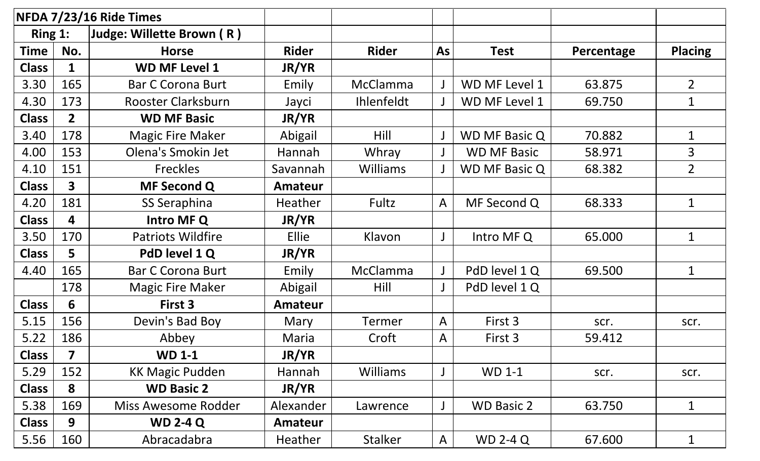| NFDA 7/23/16 Ride Times | | | | | | | | |
|---|---|---|---|---|---|---|---|---|
| Ring 1: | | Judge: Willette Brown ( R ) | | | | | | |
| Time | No. | Horse | Rider | Rider | As | Test | Percentage | Placing |
| **Class** | **1** | **WD MF Level 1** | **JR/YR** | | | | | |
| 3.30 | 165 | Bar C Corona Burt | Emily | McClamma | J | WD MF Level 1 | 63.875 | 2 |
| 4.30 | 173 | Rooster Clarksburn | Jayci | Ihlenfeldt | J | WD MF Level 1 | 69.750 | 1 |
| **Class** | **2** | **WD MF Basic** | **JR/YR** | | | | | |
| 3.40 | 178 | Magic Fire Maker | Abigail | Hill | J | WD MF Basic Q | 70.882 | 1 |
| 4.00 | 153 | Olena's Smokin Jet | Hannah | Whray | J | WD MF Basic | 58.971 | 3 |
| 4.10 | 151 | Freckles | Savannah | Williams | J | WD MF Basic Q | 68.382 | 2 |
| **Class** | **3** | **MF Second Q** | **Amateur** | | | | | |
| 4.20 | 181 | SS Seraphina | Heather | Fultz | A | MF Second Q | 68.333 | 1 |
| **Class** | **4** | **Intro MF Q** | **JR/YR** | | | | | |
| 3.50 | 170 | Patriots Wildfire | Ellie | Klavon | J | Intro MF Q | 65.000 | 1 |
| **Class** | **5** | **PdD level 1 Q** | **JR/YR** | | | | | |
| 4.40 | 165 | Bar C Corona Burt | Emily | McClamma | J | PdD level 1 Q | 69.500 | 1 |
| | 178 | Magic Fire Maker | Abigail | Hill | J | PdD level 1 Q | | |
| **Class** | **6** | **First 3** | **Amateur** | | | | | |
| 5.15 | 156 | Devin's Bad Boy | Mary | Termer | A | First 3 | scr. | scr. |
| 5.22 | 186 | Abbey | Maria | Croft | A | First 3 | 59.412 | |
| **Class** | **7** | **WD 1-1** | **JR/YR** | | | | | |
| 5.29 | 152 | KK Magic Pudden | Hannah | Williams | J | WD 1-1 | scr. | scr. |
| **Class** | **8** | **WD Basic 2** | **JR/YR** | | | | | |
| 5.38 | 169 | Miss Awesome Rodder | Alexander | Lawrence | J | WD Basic 2 | 63.750 | 1 |
| **Class** | **9** | **WD 2-4 Q** | **Amateur** | | | | | |
| 5.56 | 160 | Abracadabra | Heather | Stalker | A | WD 2-4 Q | 67.600 | 1 |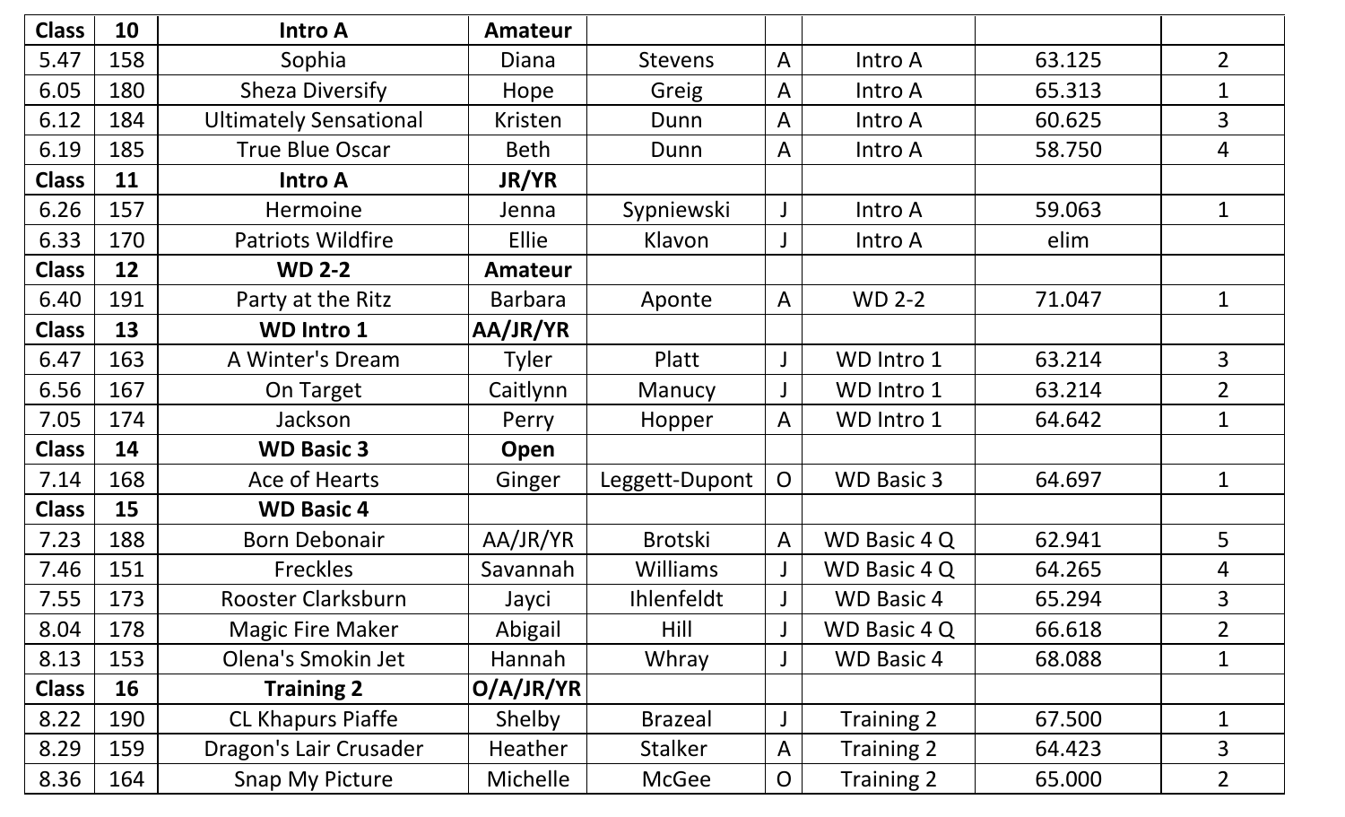| Class | 10 | Intro A | Amateur | | | | | |
|---|---|---|---|---|---|---|---|---|
| 5.47 | 158 | Sophia | Diana | Stevens | A | Intro A | 63.125 | 2 |
| 6.05 | 180 | Sheza Diversify | Hope | Greig | A | Intro A | 65.313 | 1 |
| 6.12 | 184 | Ultimately Sensational | Kristen | Dunn | A | Intro A | 60.625 | 3 |
| 6.19 | 185 | True Blue Oscar | Beth | Dunn | A | Intro A | 58.750 | 4 |
| **Class** | **11** | **Intro A** | **JR/YR** | | | | | |
| 6.26 | 157 | Hermoine | Jenna | Sypniewski | J | Intro A | 59.063 | 1 |
| 6.33 | 170 | Patriots Wildfire | Ellie | Klavon | J | Intro A | elim | |
| **Class** | **12** | **WD 2-2** | **Amateur** | | | | | |
| 6.40 | 191 | Party at the Ritz | Barbara | Aponte | A | WD 2-2 | 71.047 | 1 |
| **Class** | **13** | **WD Intro 1** | **AA/JR/YR** | | | | | |
| 6.47 | 163 | A Winter's Dream | Tyler | Platt | J | WD Intro 1 | 63.214 | 3 |
| 6.56 | 167 | On Target | Caitlynn | Manucy | J | WD Intro 1 | 63.214 | 2 |
| 7.05 | 174 | Jackson | Perry | Hopper | A | WD Intro 1 | 64.642 | 1 |
| **Class** | **14** | **WD Basic 3** | **Open** | | | | | |
| 7.14 | 168 | Ace of Hearts | Ginger | Leggett-Dupont | O | WD Basic 3 | 64.697 | 1 |
| **Class** | **15** | **WD Basic 4** | | | | | | |
| 7.23 | 188 | Born Debonair | AA/JR/YR | Brotski | A | WD Basic 4 Q | 62.941 | 5 |
| 7.46 | 151 | Freckles | Savannah | Williams | J | WD Basic 4 Q | 64.265 | 4 |
| 7.55 | 173 | Rooster Clarksburn | Jayci | Ihlenfeldt | J | WD Basic 4 | 65.294 | 3 |
| 8.04 | 178 | Magic Fire Maker | Abigail | Hill | J | WD Basic 4 Q | 66.618 | 2 |
| 8.13 | 153 | Olena's Smokin Jet | Hannah | Whray | J | WD Basic 4 | 68.088 | 1 |
| **Class** | **16** | **Training 2** | **O/A/JR/YR** | | | | | |
| 8.22 | 190 | CL Khapurs Piaffe | Shelby | Brazeal | J | Training 2 | 67.500 | 1 |
| 8.29 | 159 | Dragon's Lair Crusader | Heather | Stalker | A | Training 2 | 64.423 | 3 |
| 8.36 | 164 | Snap My Picture | Michelle | McGee | O | Training 2 | 65.000 | 2 |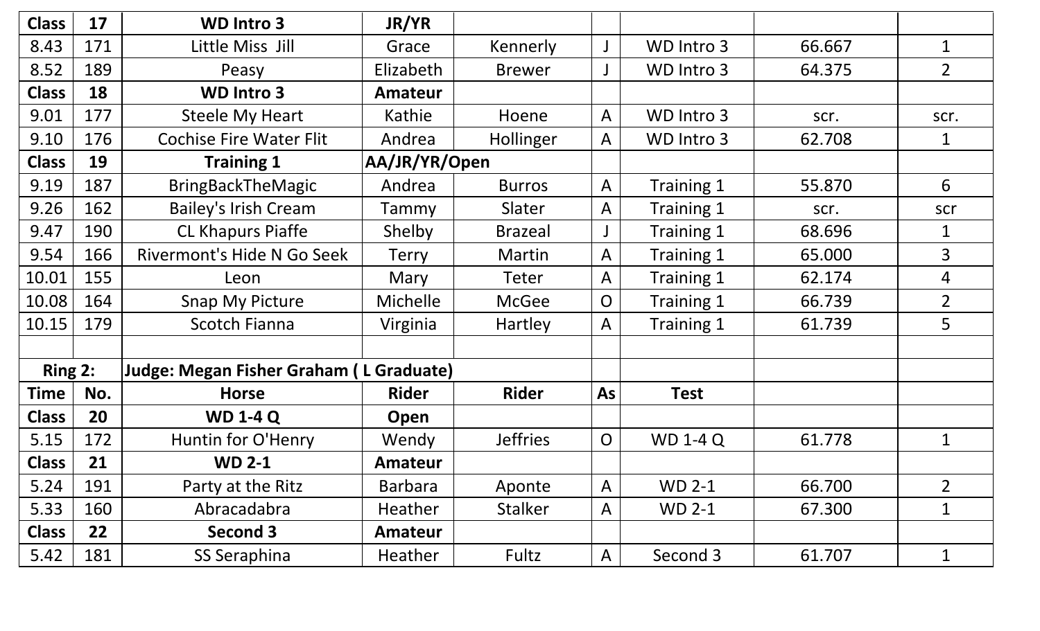| Class | 17 | WD Intro 3 | JR/YR | | | | | |
|---|---|---|---|---|---|---|---|---|
| 8.43 | 171 | Little Miss Jill | Grace | Kennerly | J | WD Intro 3 | 66.667 | 1 |
| 8.52 | 189 | Peasy | Elizabeth | Brewer | J | WD Intro 3 | 64.375 | 2 |
| **Class** | **18** | **WD Intro 3** | **Amateur** | | | | | |
| 9.01 | 177 | Steele My Heart | Kathie | Hoene | A | WD Intro 3 | scr. | scr. |
| 9.10 | 176 | Cochise Fire Water Flit | Andrea | Hollinger | A | WD Intro 3 | 62.708 | 1 |
| **Class** | **19** | **Training 1** | **AA/JR/YR/Open** | | | | | |
| 9.19 | 187 | BringBackTheMagic | Andrea | Burros | A | Training 1 | 55.870 | 6 |
| 9.26 | 162 | Bailey's Irish Cream | Tammy | Slater | A | Training 1 | scr. | scr |
| 9.47 | 190 | CL Khapurs Piaffe | Shelby | Brazeal | J | Training 1 | 68.696 | 1 |
| 9.54 | 166 | Rivermont's Hide N Go Seek | Terry | Martin | A | Training 1 | 65.000 | 3 |
| 10.01 | 155 | Leon | Mary | Teter | A | Training 1 | 62.174 | 4 |
| 10.08 | 164 | Snap My Picture | Michelle | McGee | O | Training 1 | 66.739 | 2 |
| 10.15 | 179 | Scotch Fianna | Virginia | Hartley | A | Training 1 | 61.739 | 5 |
| | | | | | | | | |
| **Ring 2:** | | **Judge: Megan Fisher Graham ( L Graduate)** | | | | | | |
| **Time** | **No.** | **Horse** | **Rider** | **Rider** | **As** | **Test** | | |
| **Class** | **20** | **WD 1-4 Q** | **Open** | | | | | |
| 5.15 | 172 | Huntin for O'Henry | Wendy | Jeffries | O | WD 1-4 Q | 61.778 | 1 |
| **Class** | **21** | **WD 2-1** | **Amateur** | | | | | |
| 5.24 | 191 | Party at the Ritz | Barbara | Aponte | A | WD 2-1 | 66.700 | 2 |
| 5.33 | 160 | Abracadabra | Heather | Stalker | A | WD 2-1 | 67.300 | 1 |
| **Class** | **22** | **Second 3** | **Amateur** | | | | | |
| 5.42 | 181 | SS Seraphina | Heather | Fultz | A | Second 3 | 61.707 | 1 |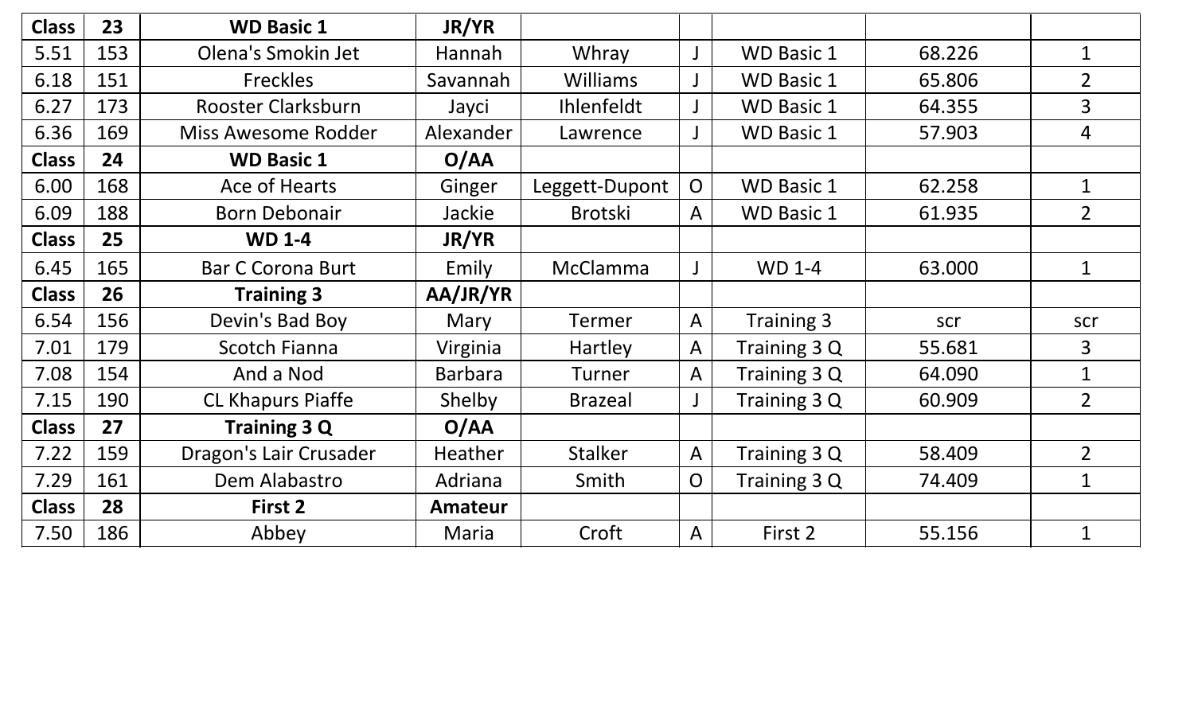| Class | 23 | WD Basic 1 | JR/YR | | | | | |
|---|---|---|---|---|---|---|---|---|
| 5.51 | 153 | Olena's Smokin Jet | Hannah | Whray | J | WD Basic 1 | 68.226 | 1 |
| 6.18 | 151 | Freckles | Savannah | Williams | J | WD Basic 1 | 65.806 | 2 |
| 6.27 | 173 | Rooster Clarksburn | Jayci | Ihlenfeldt | J | WD Basic 1 | 64.355 | 3 |
| 6.36 | 169 | Miss Awesome Rodder | Alexander | Lawrence | J | WD Basic 1 | 57.903 | 4 |
| **Class** | **24** | **WD Basic 1** | **O/AA** | | | | | |
| 6.00 | 168 | Ace of Hearts | Ginger | Leggett-Dupont | O | WD Basic 1 | 62.258 | 1 |
| 6.09 | 188 | Born Debonair | Jackie | Brotski | A | WD Basic 1 | 61.935 | 2 |
| **Class** | **25** | **WD 1-4** | **JR/YR** | | | | | |
| 6.45 | 165 | Bar C Corona Burt | Emily | McClamma | J | WD 1-4 | 63.000 | 1 |
| **Class** | **26** | **Training 3** | **AA/JR/YR** | | | | | |
| 6.54 | 156 | Devin's Bad Boy | Mary | Termer | A | Training 3 | scr | scr |
| 7.01 | 179 | Scotch Fianna | Virginia | Hartley | A | Training 3 Q | 55.681 | 3 |
| 7.08 | 154 | And a Nod | Barbara | Turner | A | Training 3 Q | 64.090 | 1 |
| 7.15 | 190 | CL Khapurs Piaffe | Shelby | Brazeal | J | Training 3 Q | 60.909 | 2 |
| **Class** | **27** | **Training 3 Q** | **O/AA** | | | | | |
| 7.22 | 159 | Dragon's Lair Crusader | Heather | Stalker | A | Training 3 Q | 58.409 | 2 |
| 7.29 | 161 | Dem Alabastro | Adriana | Smith | O | Training 3 Q | 74.409 | 1 |
| **Class** | **28** | **First 2** | **Amateur** | | | | | |
| 7.50 | 186 | Abbey | Maria | Croft | A | First 2 | 55.156 | 1 |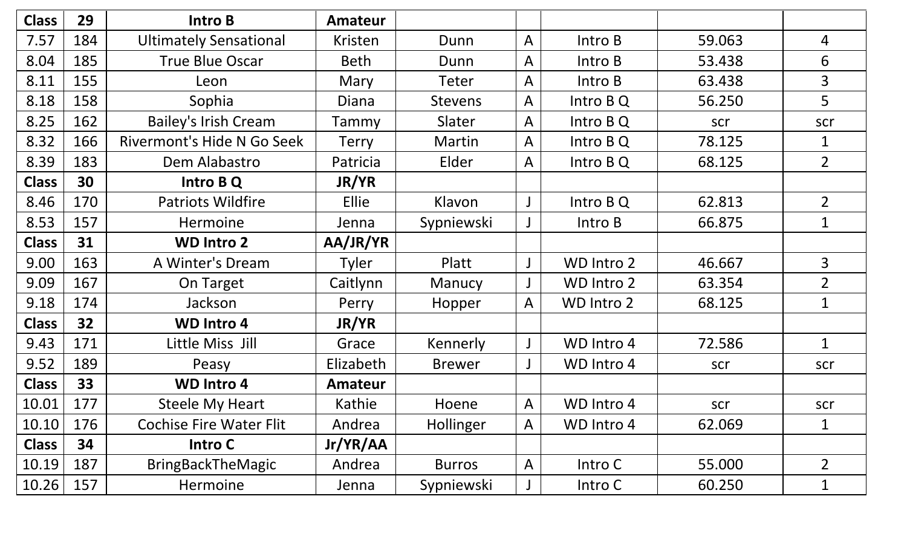| Class | 29 | Intro B | Amateur | | | | | |
|---|---|---|---|---|---|---|---|---|
| 7.57 | 184 | Ultimately Sensational | Kristen | Dunn | A | Intro B | 59.063 | 4 |
| 8.04 | 185 | True Blue Oscar | Beth | Dunn | A | Intro B | 53.438 | 6 |
| 8.11 | 155 | Leon | Mary | Teter | A | Intro B | 63.438 | 3 |
| 8.18 | 158 | Sophia | Diana | Stevens | A | Intro B Q | 56.250 | 5 |
| 8.25 | 162 | Bailey's Irish Cream | Tammy | Slater | A | Intro B Q | scr | scr |
| 8.32 | 166 | Rivermont's Hide N Go Seek | Terry | Martin | A | Intro B Q | 78.125 | 1 |
| 8.39 | 183 | Dem Alabastro | Patricia | Elder | A | Intro B Q | 68.125 | 2 |
| **Class** | **30** | **Intro B Q** | **JR/YR** | | | | | |
| 8.46 | 170 | Patriots Wildfire | Ellie | Klavon | J | Intro B Q | 62.813 | 2 |
| 8.53 | 157 | Hermoine | Jenna | Sypniewski | J | Intro B | 66.875 | 1 |
| **Class** | **31** | **WD Intro 2** | **AA/JR/YR** | | | | | |
| 9.00 | 163 | A Winter's Dream | Tyler | Platt | J | WD Intro 2 | 46.667 | 3 |
| 9.09 | 167 | On Target | Caitlynn | Manucy | J | WD Intro 2 | 63.354 | 2 |
| 9.18 | 174 | Jackson | Perry | Hopper | A | WD Intro 2 | 68.125 | 1 |
| **Class** | **32** | **WD Intro 4** | **JR/YR** | | | | | |
| 9.43 | 171 | Little Miss Jill | Grace | Kennerly | J | WD Intro 4 | 72.586 | 1 |
| 9.52 | 189 | Peasy | Elizabeth | Brewer | J | WD Intro 4 | scr | scr |
| **Class** | **33** | **WD Intro 4** | **Amateur** | | | | | |
| 10.01 | 177 | Steele My Heart | Kathie | Hoene | A | WD Intro 4 | scr | scr |
| 10.10 | 176 | Cochise Fire Water Flit | Andrea | Hollinger | A | WD Intro 4 | 62.069 | 1 |
| **Class** | **34** | **Intro C** | **Jr/YR/AA** | | | | | |
| 10.19 | 187 | BringBackTheMagic | Andrea | Burros | A | Intro C | 55.000 | 2 |
| 10.26 | 157 | Hermoine | Jenna | Sypniewski | J | Intro C | 60.250 | 1 |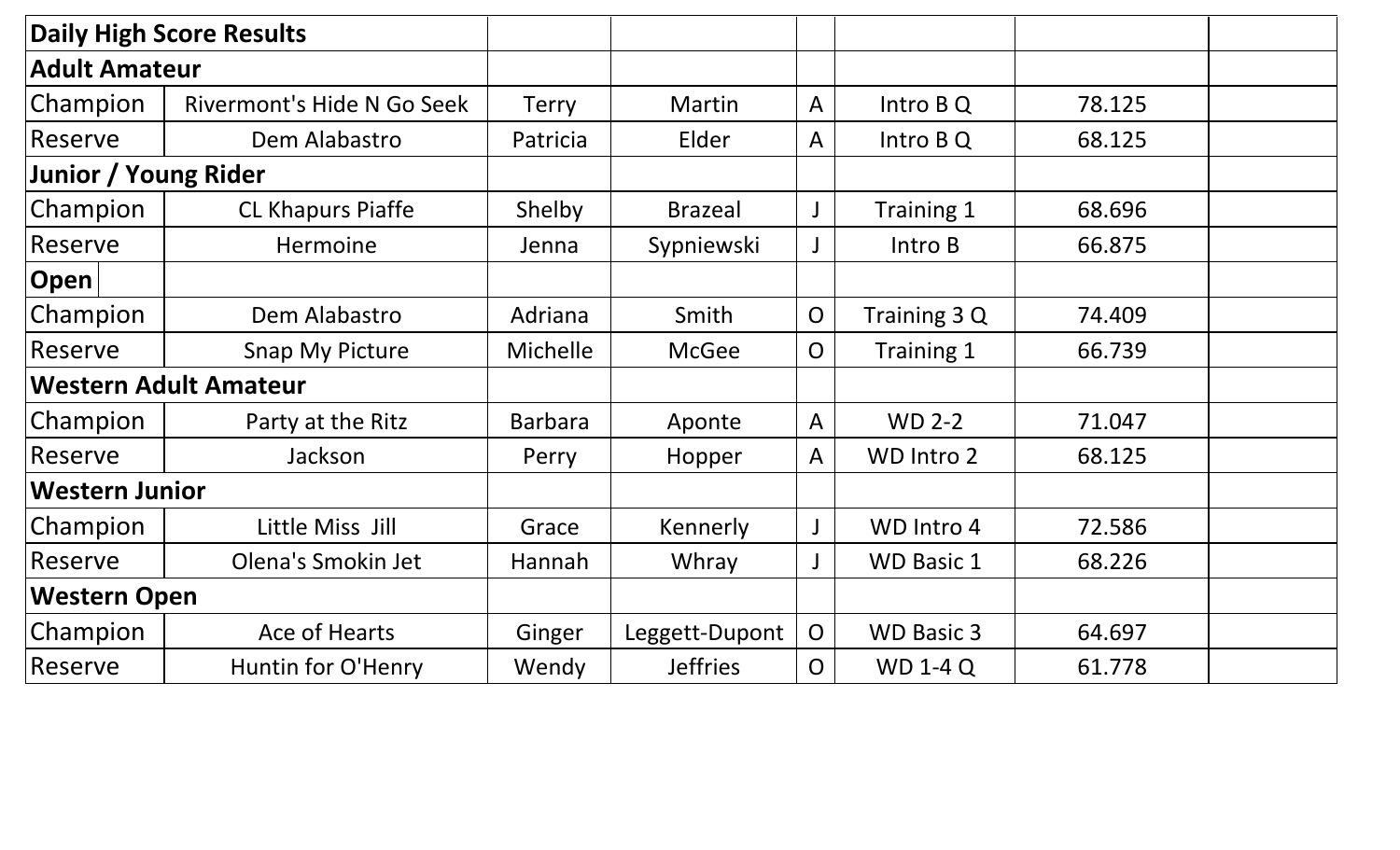| | | | | | | | |
|---|---|---|---|---|---|---|---|
| **Daily High Score Results** | | | | | | | |
| **Adult Amateur** | | | | | | | |
| Champion | Rivermont's Hide N Go Seek | Terry | Martin | A | Intro B Q | 78.125 | |
| Reserve | Dem Alabastro | Patricia | Elder | A | Intro B Q | 68.125 | |
| **Junior / Young Rider** | | | | | | | |
| Champion | CL Khapurs Piaffe | Shelby | Brazeal | J | Training 1 | 68.696 | |
| Reserve | Hermoine | Jenna | Sypniewski | J | Intro B | 66.875 | |
| **Open** | | | | | | | |
| Champion | Dem Alabastro | Adriana | Smith | O | Training 3 Q | 74.409 | |
| Reserve | Snap My Picture | Michelle | McGee | O | Training 1 | 66.739 | |
| **Western Adult Amateur** | | | | | | | |
| Champion | Party at the Ritz | Barbara | Aponte | A | WD 2-2 | 71.047 | |
| Reserve | Jackson | Perry | Hopper | A | WD Intro 2 | 68.125 | |
| **Western Junior** | | | | | | | |
| Champion | Little Miss Jill | Grace | Kennerly | J | WD Intro 4 | 72.586 | |
| Reserve | Olena's Smokin Jet | Hannah | Whray | J | WD Basic 1 | 68.226 | |
| **Western Open** | | | | | | | |
| Champion | Ace of Hearts | Ginger | Leggett-Dupont | O | WD Basic 3 | 64.697 | |
| Reserve | Huntin for O'Henry | Wendy | Jeffries | O | WD 1-4 Q | 61.778 | |